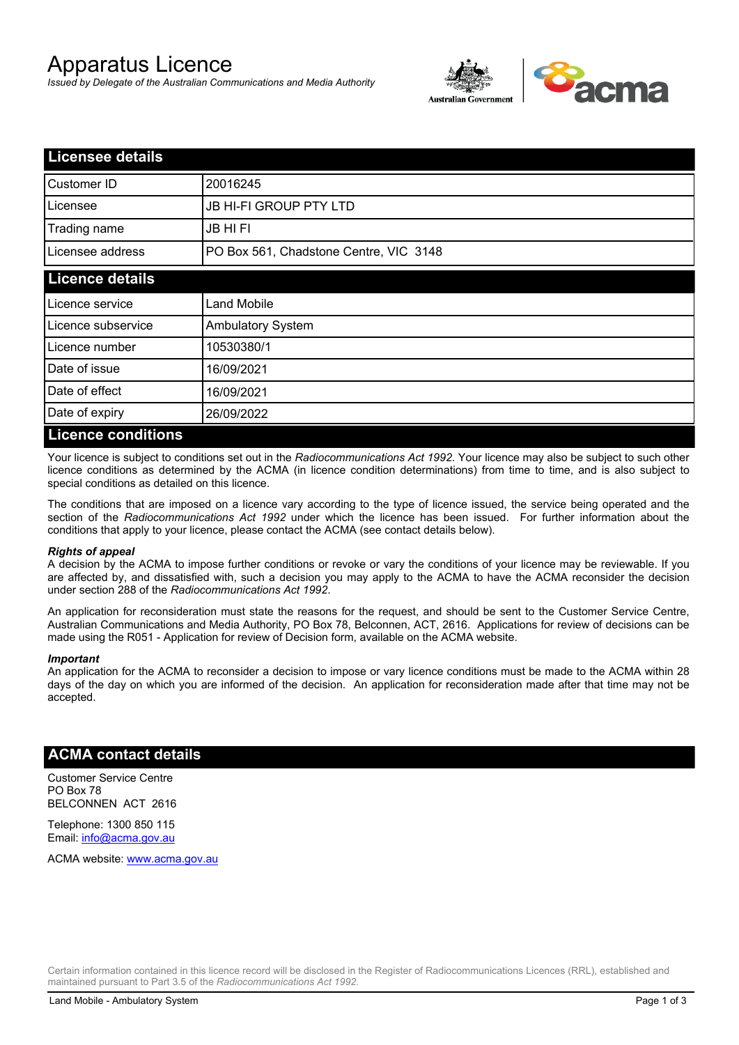# Apparatus Licence

*Issued by Delegate of the Australian Communications and Media Authority*

## Licensee details

| | |
|---|---|
| Customer ID | 20016245 |
| Licensee | JB HI-FI GROUP PTY LTD |
| Trading name | JB HI FI |
| Licensee address | PO Box 561, Chadstone Centre, VIC 3148 |

## Licence details

| | |
|---|---|
| Licence service | Land Mobile |
| Licence subservice | Ambulatory System |
| Licence number | 10530380/1 |
| Date of issue | 16/09/2021 |
| Date of effect | 16/09/2021 |
| Date of expiry | 26/09/2022 |

## Licence conditions

Your licence is subject to conditions set out in the *Radiocommunications Act 1992*. Your licence may also be subject to such other licence conditions as determined by the ACMA (in licence condition determinations) from time to time, and is also subject to special conditions as detailed on this licence.

The conditions that are imposed on a licence vary according to the type of licence issued, the service being operated and the section of the *Radiocommunications Act 1992* under which the licence has been issued. For further information about the conditions that apply to your licence, please contact the ACMA (see contact details below).

#### *Rights of appeal*

A decision by the ACMA to impose further conditions or revoke or vary the conditions of your licence may be reviewable. If you are affected by, and dissatisfied with, such a decision you may apply to the ACMA to have the ACMA reconsider the decision under section 288 of the *Radiocommunications Act 1992*.

An application for reconsideration must state the reasons for the request, and should be sent to the Customer Service Centre, Australian Communications and Media Authority, PO Box 78, Belconnen, ACT, 2616. Applications for review of decisions can be made using the R051 - Application for review of Decision form, available on the ACMA website.

#### *Important*

An application for the ACMA to reconsider a decision to impose or vary licence conditions must be made to the ACMA within 28 days of the day on which you are informed of the decision. An application for reconsideration made after that time may not be accepted.

## ACMA contact details

Customer Service Centre
PO Box 78
BELCONNEN ACT 2616

Telephone: 1300 850 115
Email: info@acma.gov.au

ACMA website: www.acma.gov.au

Certain information contained in this licence record will be disclosed in the Register of Radiocommunications Licences (RRL), established and maintained pursuant to Part 3.5 of the *Radiocommunications Act 1992.*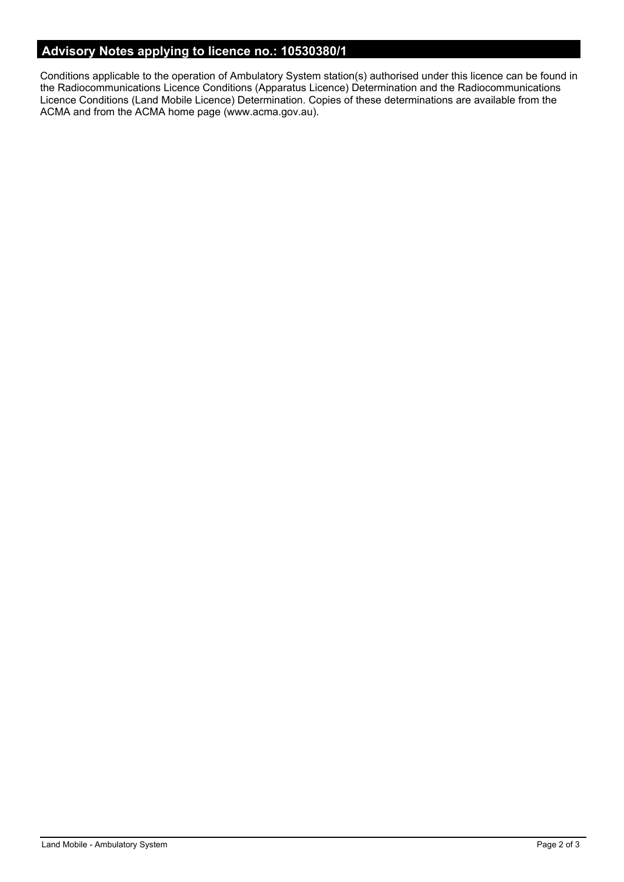## Advisory Notes applying to licence no.: 10530380/1

Conditions applicable to the operation of Ambulatory System station(s) authorised under this licence can be found in the Radiocommunications Licence Conditions (Apparatus Licence) Determination and the Radiocommunications Licence Conditions (Land Mobile Licence) Determination. Copies of these determinations are available from the ACMA and from the ACMA home page (www.acma.gov.au).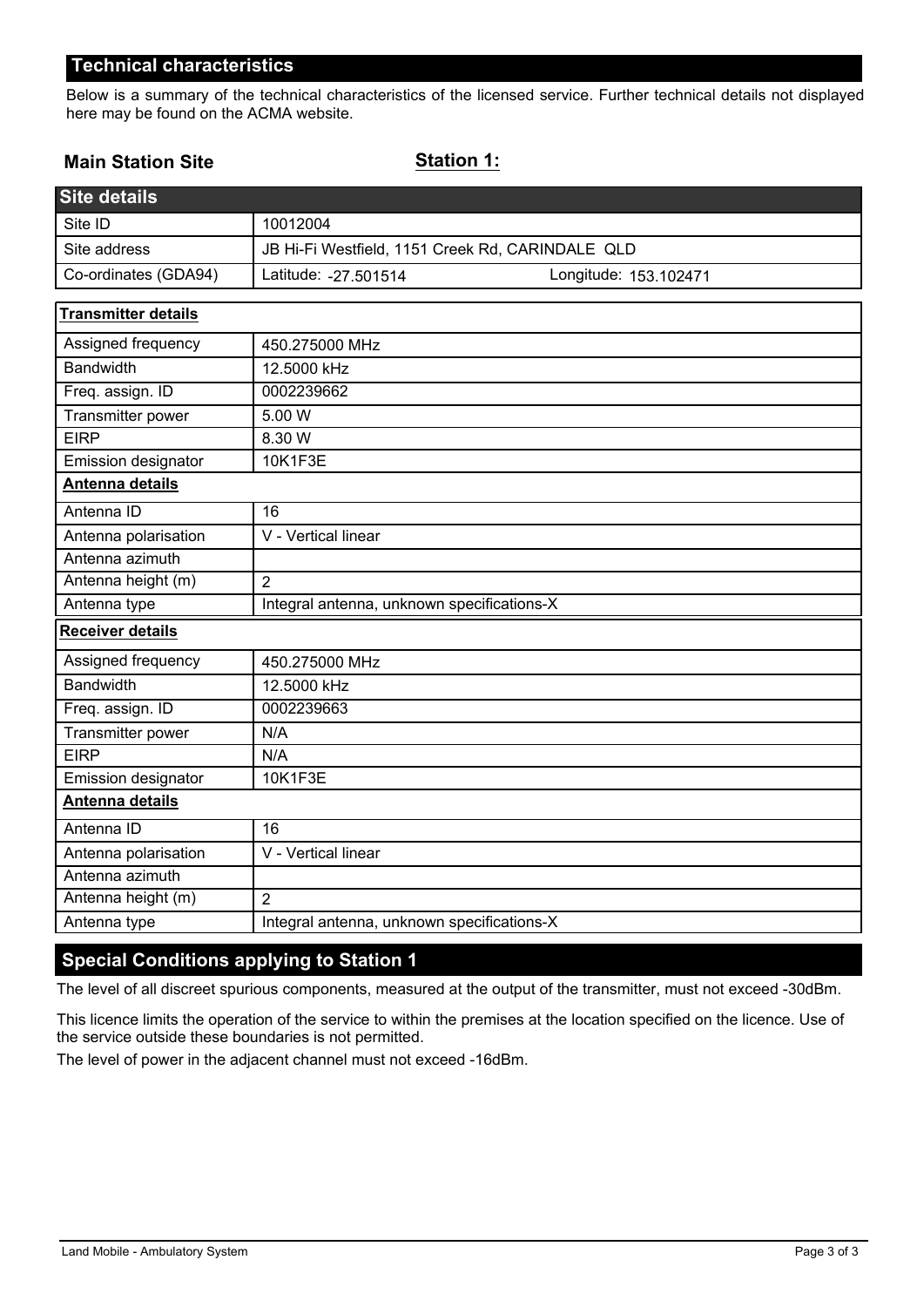## Technical characteristics

Below is a summary of the technical characteristics of the licensed service. Further technical details not displayed here may be found on the ACMA website.

**Main Station Site** **Station 1:**

| Site details | |
|---|---|
| Site ID | 10012004 |
| Site address | JB Hi-Fi Westfield, 1151 Creek Rd, CARINDALE QLD |
| Co-ordinates (GDA94) | Latitude: -27.501514 Longitude: 153.102471 |

| **Transmitter details** | |
|---|---|
| Assigned frequency | 450.275000 MHz |
| Bandwidth | 12.5000 kHz |
| Freq. assign. ID | 0002239662 |
| Transmitter power | 5.00 W |
| EIRP | 8.30 W |
| Emission designator | 10K1F3E |
| **Antenna details** | |
| Antenna ID | 16 |
| Antenna polarisation | V - Vertical linear |
| Antenna azimuth | |
| Antenna height (m) | 2 |
| Antenna type | Integral antenna, unknown specifications-X |

| **Receiver details** | |
|---|---|
| Assigned frequency | 450.275000 MHz |
| Bandwidth | 12.5000 kHz |
| Freq. assign. ID | 0002239663 |
| Transmitter power | N/A |
| EIRP | N/A |
| Emission designator | 10K1F3E |
| **Antenna details** | |
| Antenna ID | 16 |
| Antenna polarisation | V - Vertical linear |
| Antenna azimuth | |
| Antenna height (m) | 2 |
| Antenna type | Integral antenna, unknown specifications-X |

## Special Conditions applying to Station 1

The level of all discreet spurious components, measured at the output of the transmitter, must not exceed -30dBm.

This licence limits the operation of the service to within the premises at the location specified on the licence. Use of the service outside these boundaries is not permitted.

The level of power in the adjacent channel must not exceed -16dBm.